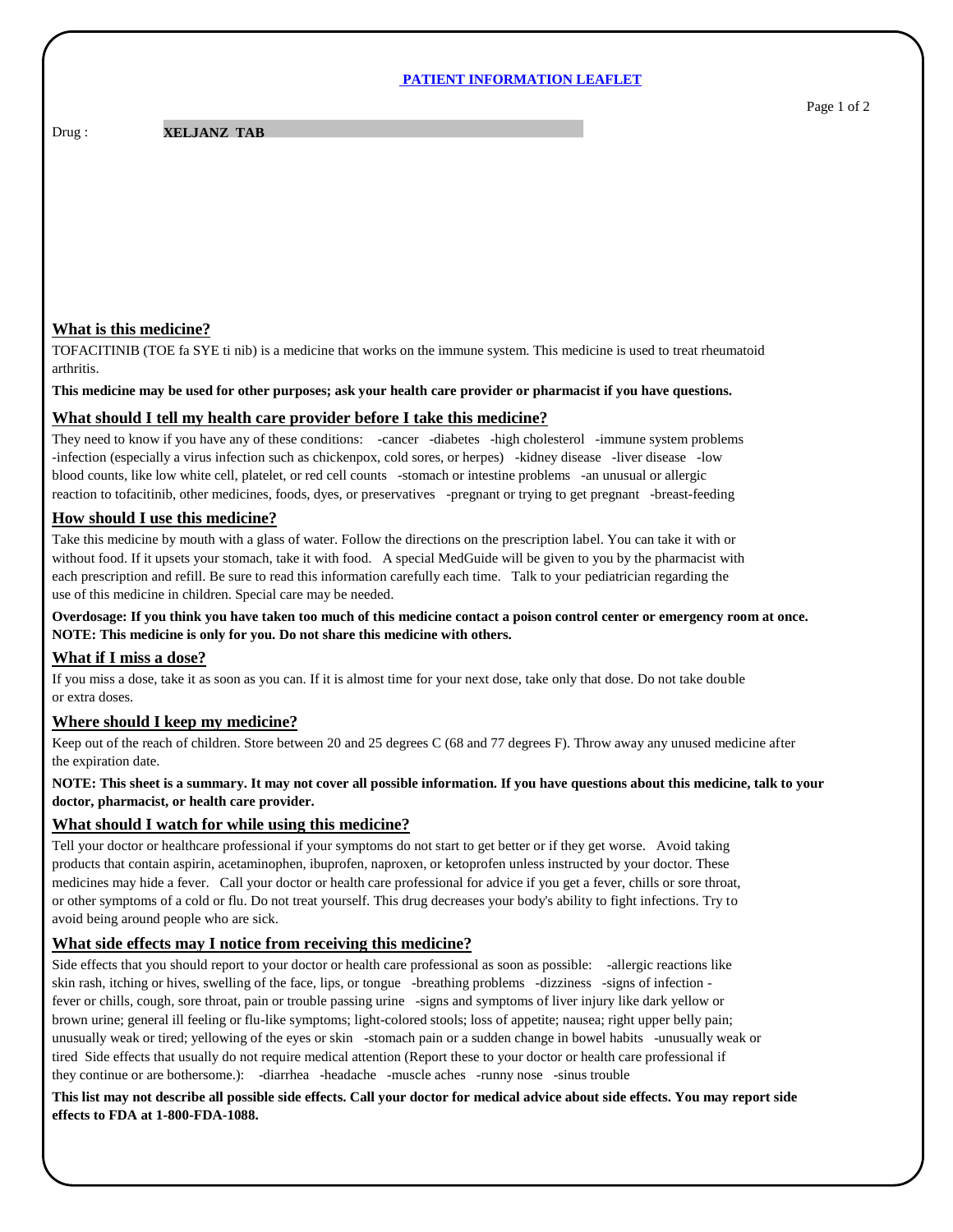# PATIENT INFORMATION LEAFLET

Drug : **XELJANZ TAB**

## What is this medicine?

TOFACITINIB (TOE fa SYE ti nib) is a medicine that works on the immune system. This medicine is used to treat rheumatoid arthritis.

**This medicine may be used for other purposes; ask your health care provider or pharmacist if you have questions.**

## What should I tell my health care provider before I take this medicine?

They need to know if you have any of these conditions: -cancer -diabetes -high cholesterol -immune system problems -infection (especially a virus infection such as chickenpox, cold sores, or herpes) -kidney disease -liver disease -low blood counts, like low white cell, platelet, or red cell counts -stomach or intestine problems -an unusual or allergic reaction to tofacitinib, other medicines, foods, dyes, or preservatives -pregnant or trying to get pregnant -breast-feeding

## How should I use this medicine?

Take this medicine by mouth with a glass of water. Follow the directions on the prescription label. You can take it with or without food. If it upsets your stomach, take it with food. A special MedGuide will be given to you by the pharmacist with each prescription and refill. Be sure to read this information carefully each time. Talk to your pediatrician regarding the use of this medicine in children. Special care may be needed.

**Overdosage: If you think you have taken too much of this medicine contact a poison control center or emergency room at once.**
**NOTE: This medicine is only for you. Do not share this medicine with others.**

## What if I miss a dose?

If you miss a dose, take it as soon as you can. If it is almost time for your next dose, take only that dose. Do not take double or extra doses.

## Where should I keep my medicine?

Keep out of the reach of children. Store between 20 and 25 degrees C (68 and 77 degrees F). Throw away any unused medicine after the expiration date.

**NOTE: This sheet is a summary. It may not cover all possible information. If you have questions about this medicine, talk to your doctor, pharmacist, or health care provider.**

## What should I watch for while using this medicine?

Tell your doctor or healthcare professional if your symptoms do not start to get better or if they get worse. Avoid taking products that contain aspirin, acetaminophen, ibuprofen, naproxen, or ketoprofen unless instructed by your doctor. These medicines may hide a fever. Call your doctor or health care professional for advice if you get a fever, chills or sore throat, or other symptoms of a cold or flu. Do not treat yourself. This drug decreases your body's ability to fight infections. Try to avoid being around people who are sick.

## What side effects may I notice from receiving this medicine?

Side effects that you should report to your doctor or health care professional as soon as possible: -allergic reactions like skin rash, itching or hives, swelling of the face, lips, or tongue -breathing problems -dizziness -signs of infection - fever or chills, cough, sore throat, pain or trouble passing urine -signs and symptoms of liver injury like dark yellow or brown urine; general ill feeling or flu-like symptoms; light-colored stools; loss of appetite; nausea; right upper belly pain; unusually weak or tired; yellowing of the eyes or skin -stomach pain or a sudden change in bowel habits -unusually weak or tired Side effects that usually do not require medical attention (Report these to your doctor or health care professional if they continue or are bothersome.): -diarrhea -headache -muscle aches -runny nose -sinus trouble

**This list may not describe all possible side effects. Call your doctor for medical advice about side effects. You may report side effects to FDA at 1-800-FDA-1088.**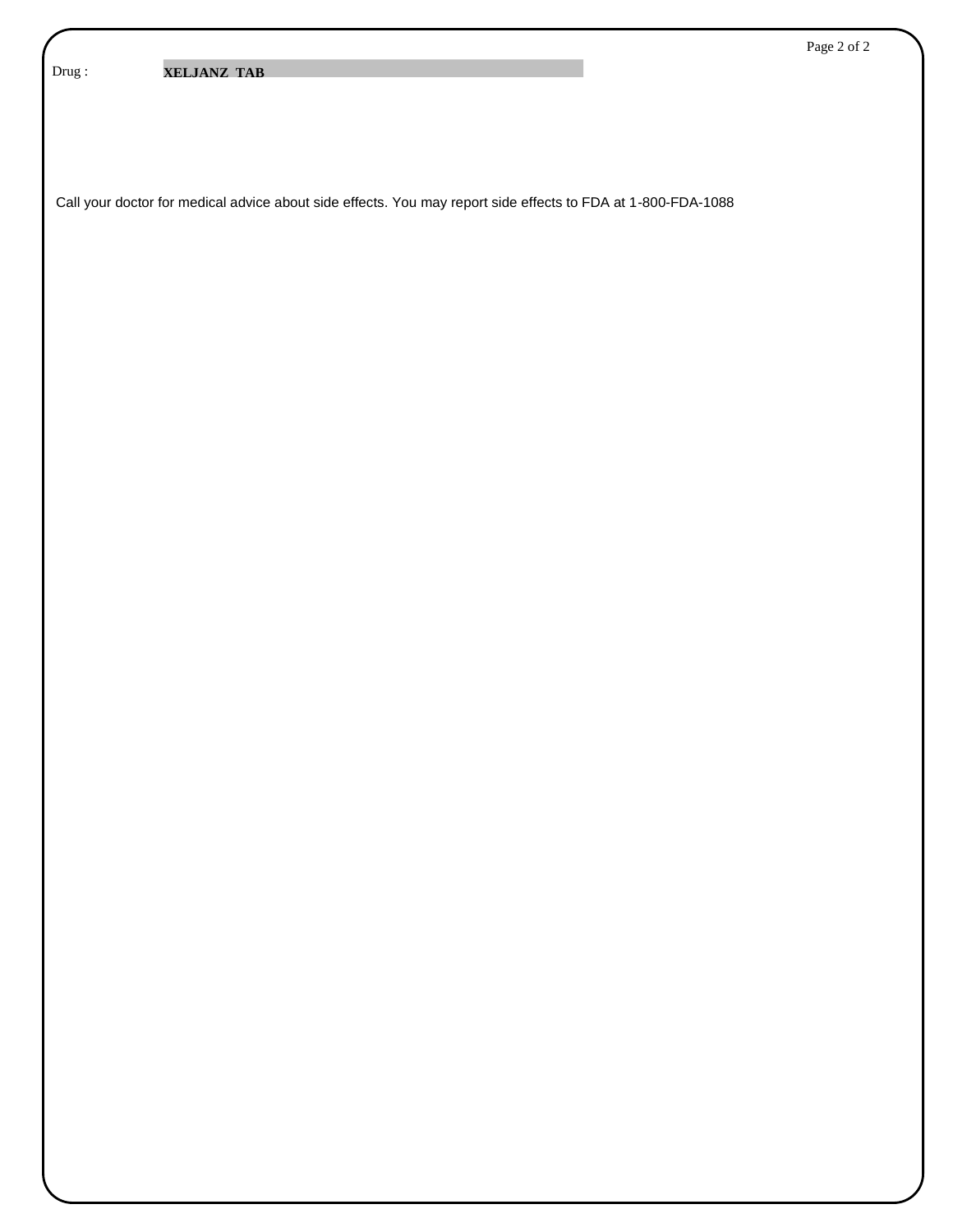Drug : **XELJANZ TAB**

Call your doctor for medical advice about side effects. You may report side effects to FDA at 1-800-FDA-1088